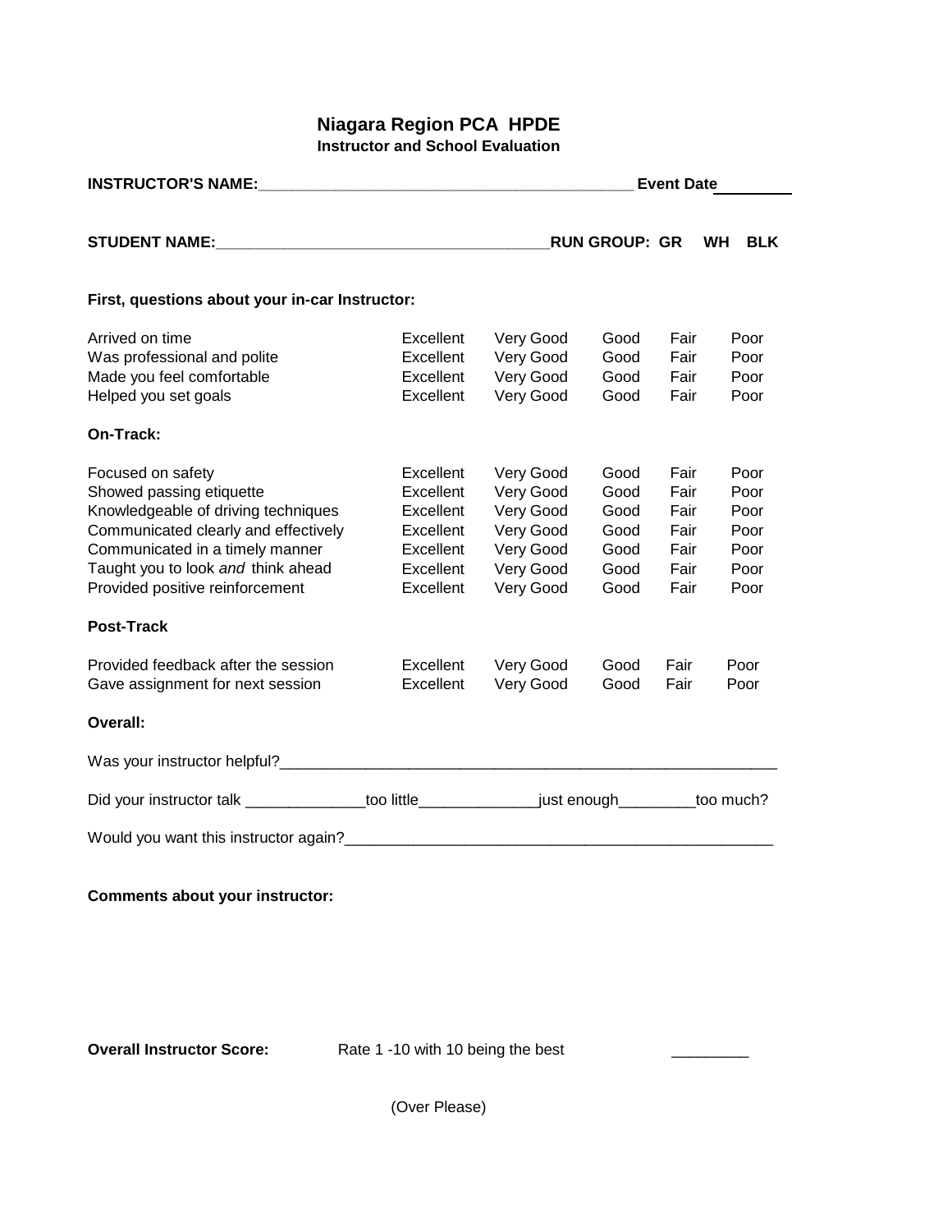# Niagara Region PCA HPDE

### Instructor and School Evaluation

**INSTRUCTOR'S NAME:**\_\_\_\_\_\_\_\_\_\_\_\_\_\_\_\_\_\_\_\_\_\_\_\_\_\_\_\_\_\_\_\_\_\_\_\_\_\_\_\_\_\_\_\_ **Event Date**\_\_\_\_\_\_\_\_

**STUDENT NAME:**\_\_\_\_\_\_\_\_\_\_\_\_\_\_\_\_\_\_\_\_\_\_\_\_\_\_\_\_\_\_\_\_\_\_\_\_\_\_\_\_ **RUN GROUP: GR WH BLK**

**First, questions about your in-car Instructor:**

| | | | | | |
|---|---|---|---|---|---|
| Arrived on time | Excellent | Very Good | Good | Fair | Poor |
| Was professional and polite | Excellent | Very Good | Good | Fair | Poor |
| Made you feel comfortable | Excellent | Very Good | Good | Fair | Poor |
| Helped you set goals | Excellent | Very Good | Good | Fair | Poor |

**On-Track:**

| | | | | | |
|---|---|---|---|---|---|
| Focused on safety | Excellent | Very Good | Good | Fair | Poor |
| Showed passing etiquette | Excellent | Very Good | Good | Fair | Poor |
| Knowledgeable of driving techniques | Excellent | Very Good | Good | Fair | Poor |
| Communicated clearly and effectively | Excellent | Very Good | Good | Fair | Poor |
| Communicated in a timely manner | Excellent | Very Good | Good | Fair | Poor |
| Taught you to look *and* think ahead | Excellent | Very Good | Good | Fair | Poor |
| Provided positive reinforcement | Excellent | Very Good | Good | Fair | Poor |

**Post-Track**

| | | | | | |
|---|---|---|---|---|---|
| Provided feedback after the session | Excellent | Very Good | Good | Fair | Poor |
| Gave assignment for next session | Excellent | Very Good | Good | Fair | Poor |

**Overall:**

Was your instructor helpful?\_\_\_\_\_\_\_\_\_\_\_\_\_\_\_\_\_\_\_\_\_\_\_\_\_\_\_\_\_\_\_\_\_\_\_\_\_\_\_\_\_\_\_\_\_\_\_\_\_\_\_\_\_\_\_\_\_\_\_\_

Did your instructor talk \_\_\_\_\_\_\_\_\_\_\_\_\_\_too little\_\_\_\_\_\_\_\_\_\_\_\_\_\_just enough\_\_\_\_\_\_\_\_\_too much?

Would you want this instructor again?\_\_\_\_\_\_\_\_\_\_\_\_\_\_\_\_\_\_\_\_\_\_\_\_\_\_\_\_\_\_\_\_\_\_\_\_\_\_\_\_\_\_\_\_\_\_\_\_\_\_\_\_\_

**Comments about your instructor:**

**Overall Instructor Score:** Rate 1 -10 with 10 being the best \_\_\_\_\_\_\_\_\_

(Over Please)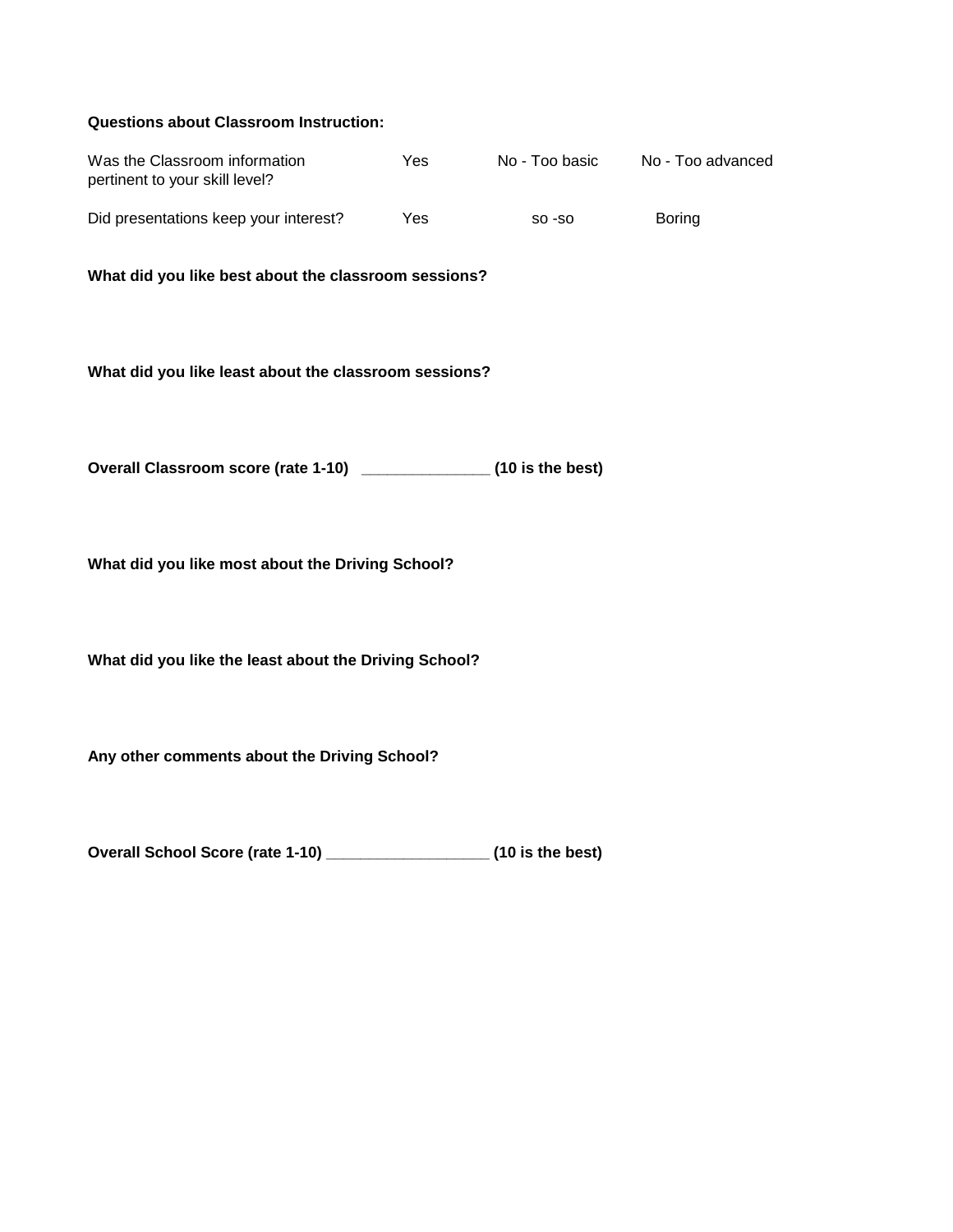**Questions about Classroom Instruction:**

| | | | |
|---|---|---|---|
| Was the Classroom information pertinent to your skill level? | Yes | No - Too basic | No - Too advanced |
| Did presentations keep your interest? | Yes | so -so | Boring |

**What did you like best about the classroom sessions?**

**What did you like least about the classroom sessions?**

**Overall Classroom score (rate 1-10) _______________ (10 is the best)**

**What did you like most about the Driving School?**

**What did you like the least about the Driving School?**

**Any other comments about the Driving School?**

**Overall School Score (rate 1-10) ___________________ (10 is the best)**